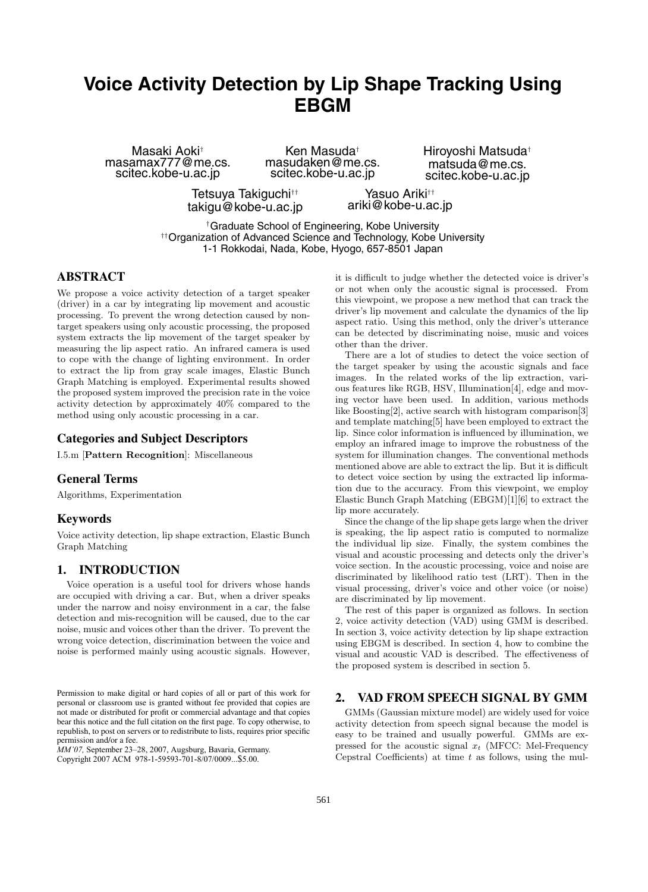# Voice Activity Detection by Lip Shape Tracking Using EBGM

Masaki Aoki[†]
masamax777@me.cs.scitec.kobe-u.ac.jp

Ken Masuda[†]
masudaken@me.cs.scitec.kobe-u.ac.jp

Hiroyoshi Matsuda[†]
matsuda@me.cs.scitec.kobe-u.ac.jp

Tetsuya Takiguchi[††]
takigu@kobe-u.ac.jp

Yasuo Ariki[††]
ariki@kobe-u.ac.jp

[†]Graduate School of Engineering, Kobe University
[††]Organization of Advanced Science and Technology, Kobe University
1-1 Rokkodai, Nada, Kobe, Hyogo, 657-8501 Japan

## ABSTRACT

We propose a voice activity detection of a target speaker (driver) in a car by integrating lip movement and acoustic processing. To prevent the wrong detection caused by non-target speakers using only acoustic processing, the proposed system extracts the lip movement of the target speaker by measuring the lip aspect ratio. An infrared camera is used to cope with the change of lighting environment. In order to extract the lip from gray scale images, Elastic Bunch Graph Matching is employed. Experimental results showed the proposed system improved the precision rate in the voice activity detection by approximately 40% compared to the method using only acoustic processing in a car.

### Categories and Subject Descriptors

I.5.m [**Pattern Recognition**]: Miscellaneous

### General Terms

Algorithms, Experimentation

### Keywords

Voice activity detection, lip shape extraction, Elastic Bunch Graph Matching

## 1. INTRODUCTION

Voice operation is a useful tool for drivers whose hands are occupied with driving a car. But, when a driver speaks under the narrow and noisy environment in a car, the false detection and mis-recognition will be caused, due to the car noise, music and voices other than the driver. To prevent the wrong voice detection, discrimination between the voice and noise is performed mainly using acoustic signals. However, it is difficult to judge whether the detected voice is driver's or not when only the acoustic signal is processed. From this viewpoint, we propose a new method that can track the driver's lip movement and calculate the dynamics of the lip aspect ratio. Using this method, only the driver's utterance can be detected by discriminating noise, music and voices other than the driver.

There are a lot of studies to detect the voice section of the target speaker by using the acoustic signals and face images. In the related works of the lip extraction, various features like RGB, HSV, Illumination[4], edge and moving vector have been used. In addition, various methods like Boosting[2], active search with histogram comparison[3] and template matching[5] have been employed to extract the lip. Since color information is influenced by illumination, we employ an infrared image to improve the robustness of the system for illumination changes. The conventional methods mentioned above are able to extract the lip. But it is difficult to detect voice section by using the extracted lip information due to the accuracy. From this viewpoint, we employ Elastic Bunch Graph Matching (EBGM)[1][6] to extract the lip more accurately.

Since the change of the lip shape gets large when the driver is speaking, the lip aspect ratio is computed to normalize the individual lip size. Finally, the system combines the visual and acoustic processing and detects only the driver's voice section. In the acoustic processing, voice and noise are discriminated by likelihood ratio test (LRT). Then in the visual processing, driver's voice and other voice (or noise) are discriminated by lip movement.

The rest of this paper is organized as follows. In section 2, voice activity detection (VAD) using GMM is described. In section 3, voice activity detection by lip shape extraction using EBGM is described. In section 4, how to combine the visual and acoustic VAD is described. The effectiveness of the proposed system is described in section 5.

Permission to make digital or hard copies of all or part of this work for personal or classroom use is granted without fee provided that copies are not made or distributed for profit or commercial advantage and that copies bear this notice and the full citation on the first page. To copy otherwise, to republish, to post on servers or to redistribute to lists, requires prior specific permission and/or a fee.
*MM'07,* September 23–28, 2007, Augsburg, Bavaria, Germany.
Copyright 2007 ACM 978-1-59593-701-8/07/0009...$5.00.

## 2. VAD FROM SPEECH SIGNAL BY GMM

GMMs (Gaussian mixture model) are widely used for voice activity detection from speech signal because the model is easy to be trained and usually powerful. GMMs are expressed for the acoustic signal $x_t$ (MFCC: Mel-Frequency Cepstral Coefficients) at time $t$ as follows, using the mul-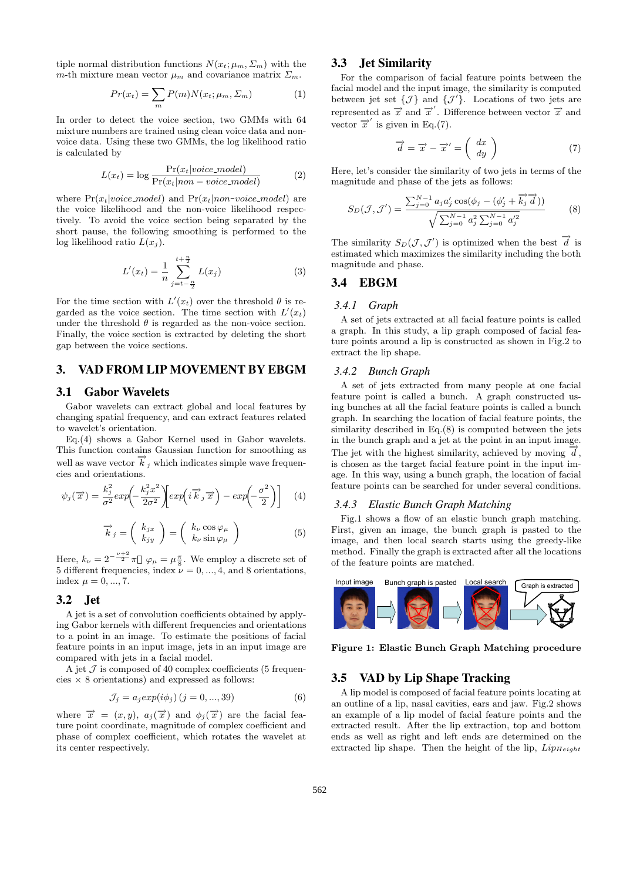tiple normal distribution functions $N(x_t; \mu_m, \Sigma_m)$ with the $m$-th mixture mean vector $\mu_m$ and covariance matrix $\Sigma_m$.

$$Pr(x_t) = \sum_m P(m) N(x_t; \mu_m, \Sigma_m) \tag{1}$$

In order to detect the voice section, two GMMs with 64 mixture numbers are trained using clean voice data and non-voice data. Using these two GMMs, the log likelihood ratio is calculated by

$$L(x_t) = \log \frac{\Pr(x_t | voice\_model)}{\Pr(x_t | non-voice\_model)} \tag{2}$$

where $\Pr(x_t|voice\_model)$ and $\Pr(x_t|non\text{-}voice\_model)$ are the voice likelihood and the non-voice likelihood respectively. To avoid the voice section being separated by the short pause, the following smoothing is performed to the log likelihood ratio $L(x_j)$.

$$L'(x_t) = \frac{1}{n} \sum_{j=t-\frac{n}{2}}^{t+\frac{n}{2}} L(x_j) \tag{3}$$

For the time section with $L'(x_t)$ over the threshold $\theta$ is regarded as the voice section. The time section with $L'(x_t)$ under the threshold $\theta$ is regarded as the non-voice section. Finally, the voice section is extracted by deleting the short gap between the voice sections.

## 3. VAD FROM LIP MOVEMENT BY EBGM

### 3.1 Gabor Wavelets

Gabor wavelets can extract global and local features by changing spatial frequency, and can extract features related to wavelet's orientation.

Eq.(4) shows a Gabor Kernel used in Gabor wavelets. This function contains Gaussian function for smoothing as well as wave vector $\vec{k}_j$ which indicates simple wave frequencies and orientations.

$$\psi_j(\vec{x}) = \frac{k_j^2}{\sigma^2} exp\left(-\frac{k_j^2 x^2}{2\sigma^2}\right)\left[exp\left(i\vec{k}_j\vec{x}\right) - exp\left(-\frac{\sigma^2}{2}\right)\right] \tag{4}$$

$$\vec{k}_j = \begin{pmatrix} k_{jx} \\ k_{jy} \end{pmatrix} = \begin{pmatrix} k_\nu \cos\varphi_\mu \\ k_\nu \sin\varphi_\mu \end{pmatrix} \tag{5}$$

Here, $k_\nu = 2^{-\frac{\nu+2}{2}}\pi$, $\varphi_\mu = \mu\frac{\pi}{8}$. We employ a discrete set of 5 different frequencies, index $\nu = 0, ..., 4$, and 8 orientations, index $\mu = 0, ..., 7$.

### 3.2 Jet

A jet is a set of convolution coefficients obtained by applying Gabor kernels with different frequencies and orientations to a point in an image. To estimate the positions of facial feature points in an input image, jets in an input image are compared with jets in a facial model.

A jet $\mathcal{J}$ is composed of 40 complex coefficients (5 frequencies × 8 orientations) and expressed as follows:

$$\mathcal{J}_j = a_j exp(i\phi_j)\,(j = 0, ..., 39) \tag{6}$$

where $\vec{x} = (x, y)$, $a_j(\vec{x})$ and $\phi_j(\vec{x})$ are the facial feature point coordinate, magnitude of complex coefficient and phase of complex coefficient, which rotates the wavelet at its center respectively.

### 3.3 Jet Similarity

For the comparison of facial feature points between the facial model and the input image, the similarity is computed between jet set $\{\mathcal{J}\}$ and $\{\mathcal{J}'\}$. Locations of two jets are represented as $\vec{x}$ and $\vec{x}'$. Difference between vector $\vec{x}$ and vector $\vec{x}'$ is given in Eq.(7).

$$\vec{d} = \vec{x} - \vec{x}' = \begin{pmatrix} dx \\ dy \end{pmatrix} \tag{7}$$

Here, let's consider the similarity of two jets in terms of the magnitude and phase of the jets as follows:

$$S_D(\mathcal{J}, \mathcal{J}') = \frac{\sum_{j=0}^{N-1} a_j a'_j \cos(\phi_j - (\phi'_j + \vec{k}_j \vec{d}))}{\sqrt{\sum_{j=0}^{N-1} a_j^2 \sum_{j=0}^{N-1} a_j'^2}} \tag{8}$$

The similarity $S_D(\mathcal{J}, \mathcal{J}')$ is optimized when the best $\vec{d}$ is estimated which maximizes the similarity including the both magnitude and phase.

### 3.4 EBGM

#### *3.4.1 Graph*

A set of jets extracted at all facial feature points is called a graph. In this study, a lip graph composed of facial feature points around a lip is constructed as shown in Fig.2 to extract the lip shape.

#### *3.4.2 Bunch Graph*

A set of jets extracted from many people at one facial feature point is called a bunch. A graph constructed using bunches at all the facial feature points is called a bunch graph. In searching the location of facial feature points, the similarity described in Eq.(8) is computed between the jets in the bunch graph and a jet at the point in an input image. The jet with the highest similarity, achieved by moving $\vec{d}$, is chosen as the target facial feature point in the input image. In this way, using a bunch graph, the location of facial feature points can be searched for under several conditions.

#### *3.4.3 Elastic Bunch Graph Matching*

Fig.1 shows a flow of an elastic bunch graph matching. First, given an image, the bunch graph is pasted to the image, and then local search starts using the greedy-like method. Finally the graph is extracted after all the locations of the feature points are matched.

Input image | Bunch graph is pasted | Local search | Graph is extracted

**Figure 1: Elastic Bunch Graph Matching procedure**

### 3.5 VAD by Lip Shape Tracking

A lip model is composed of facial feature points locating at an outline of a lip, nasal cavities, ears and jaw. Fig.2 shows an example of a lip model of facial feature points and the extracted result. After the lip extraction, top and bottom ends as well as right and left ends are determined on the extracted lip shape. Then the height of the lip, $Lip_{Height}$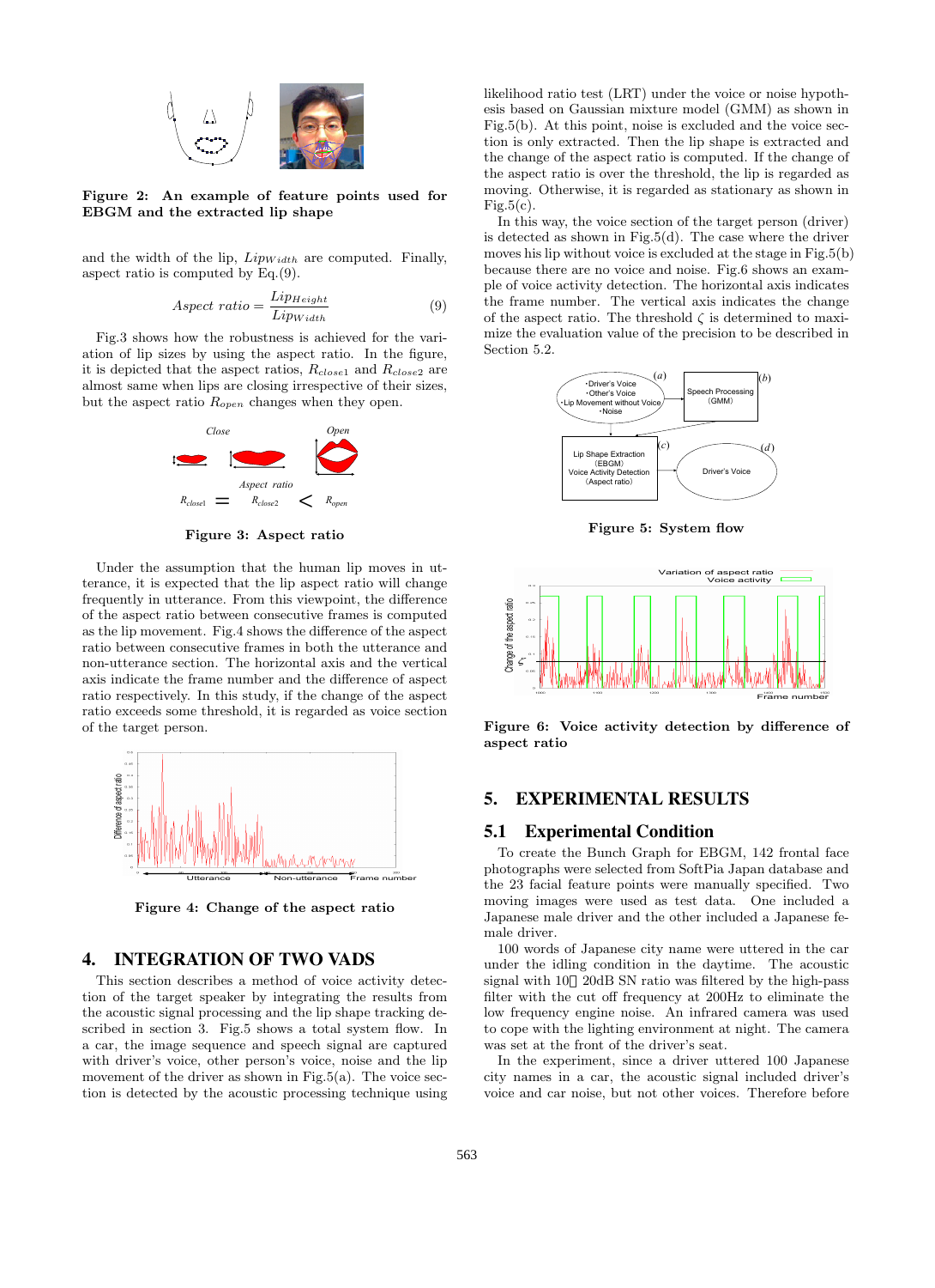**Figure 2: An example of feature points used for EBGM and the extracted lip shape**

and the width of the lip, $Lip_{Width}$ are computed. Finally, aspect ratio is computed by Eq.(9).

$$Aspect\ ratio = \frac{Lip_{Height}}{Lip_{Width}} \tag{9}$$

Fig.3 shows how the robustness is achieved for the variation of lip sizes by using the aspect ratio. In the figure, it is depicted that the aspect ratios, $R_{close1}$ and $R_{close2}$ are almost same when lips are closing irrespective of their sizes, but the aspect ratio $R_{open}$ changes when they open.

**Figure 3: Aspect ratio**

Under the assumption that the human lip moves in utterance, it is expected that the lip aspect ratio will change frequently in utterance. From this viewpoint, the difference of the aspect ratio between consecutive frames is computed as the lip movement. Fig.4 shows the difference of the aspect ratio between consecutive frames in both the utterance and non-utterance section. The horizontal axis and the vertical axis indicate the frame number and the difference of the aspect ratio respectively. In this study, if the change of the aspect ratio exceeds some threshold, it is regarded as voice section of the target person.

**Figure 4: Change of the aspect ratio**

## 4. INTEGRATION OF TWO VADS

This section describes a method of voice activity detection of the target speaker by integrating the results from the acoustic signal processing and the lip shape tracking described in section 3. Fig.5 shows a total system flow. In a car, the image sequence and speech signal are captured with driver's voice, other person's voice, noise and the lip movement of the driver as shown in Fig.5(a). The voice section is detected by the acoustic processing technique using likelihood ratio test (LRT) under the voice or noise hypothesis based on Gaussian mixture model (GMM) as shown in Fig.5(b). At this point, noise is excluded and the voice section is only extracted. Then the lip shape is extracted and the change of the aspect ratio is computed. If the change of the aspect ratio is over the threshold, the lip is regarded as moving. Otherwise, it is regarded as stationary as shown in Fig.5(c).

In this way, the voice section of the target person (driver) is detected as shown in Fig.5(d). The case where the driver moves his lip without voice is excluded at the stage in Fig.5(b) because there are no voice and noise. Fig.6 shows an example of voice activity detection. The horizontal axis indicates the frame number. The vertical axis indicates the change of the aspect ratio. The threshold $\zeta$ is determined to maximize the evaluation value of the precision to be described in Section 5.2.

**Figure 5: System flow**

**Figure 6: Voice activity detection by difference of aspect ratio**

## 5. EXPERIMENTAL RESULTS

### 5.1 Experimental Condition

To create the Bunch Graph for EBGM, 142 frontal face photographs were selected from SoftPia Japan database and the 23 facial feature points were manually specified. Two moving images were used as test data. One included a Japanese male driver and the other included a Japanese female driver.

100 words of Japanese city name were uttered in the car under the idling condition in the daytime. The acoustic signal with 10～20dB SN ratio was filtered by the high-pass filter with the cut off frequency at 200Hz to eliminate the low frequency engine noise. An infrared camera was used to cope with the lighting environment at night. The camera was set at the front of the driver's seat.

In the experiment, since a driver uttered 100 Japanese city names in a car, the acoustic signal included driver's voice and car noise, but not other voices. Therefore before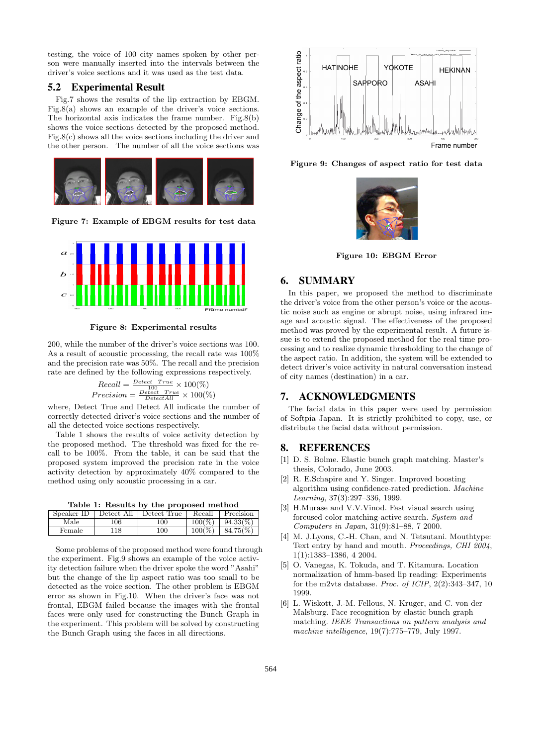testing, the voice of 100 city names spoken by other person were manually inserted into the intervals between the driver's voice sections and it was used as the test data.

## 5.2 Experimental Result

Fig.7 shows the results of the lip extraction by EBGM. Fig.8(a) shows an example of the driver's voice sections. The horizontal axis indicates the frame number. Fig.8(b) shows the voice sections detected by the proposed method. Fig.8(c) shows all the voice sections including the driver and the other person. The number of all the voice sections was

Figure 7: Example of EBGM results for test data

a
b
c
Frame number

Figure 8: Experimental results

200, while the number of the driver's voice sections was 100. As a result of acoustic processing, the recall rate was 100% and the precision rate was 50%. The recall and the precision rate are defined by the following expressions respectively.

$$Recall = \frac{Detect\ \ True}{100} \times 100(\%)$$

$$Precision = \frac{Detect\ \ True}{Detect All} \times 100(\%)$$

where, Detect True and Detect All indicate the number of correctly detected driver's voice sections and the number of all the detected voice sections respectively.

Table 1 shows the results of voice activity detection by the proposed method. The threshold was fixed for the recall to be 100%. From the table, it can be said that the proposed system improved the precision rate in the voice activity detection by approximately 40% compared to the method using only acoustic processing in a car.

Table 1: Results by the proposed method

| Speaker ID | Detect All | Detect True | Recall | Precision |
|---|---|---|---|---|
| Male | 106 | 100 | 100(%) | 94.33(%) |
| Female | 118 | 100 | 100(%) | 84.75(%) |

Some problems of the proposed method were found through the experiment. Fig.9 shows an example of the voice activity detection failure when the driver spoke the word "Asahi" but the change of the lip aspect ratio was too small to be detected as the voice section. The other problem is EBGM error as shown in Fig.10. When the driver's face was not frontal, EBGM failed because the images with the frontal faces were only used for constructing the Bunch Graph in the experiment. This problem will be solved by constructing the Bunch Graph using the faces in all directions.

Change of the aspect ratio
HATINOHE
YOKOTE
HEKINAN
SAPPORO
ASAHI
Frame number

Figure 9: Changes of aspect ratio for test data

Figure 10: EBGM Error

# 6. SUMMARY

In this paper, we proposed the method to discriminate the driver's voice from the other person's voice or the acoustic noise such as engine or abrupt noise, using infrared image and acoustic signal. The effectiveness of the proposed method was proved by the experimental result. A future issue is to extend the proposed method for the real time processing and to realize dynamic thresholding to the change of the aspect ratio. In addition, the system will be extended to detect driver's voice activity in natural conversation instead of city names (destination) in a car.

# 7. ACKNOWLEDGMENTS

The facial data in this paper were used by permission of Softpia Japan. It is strictly prohibited to copy, use, or distribute the facial data without permission.

# 8. REFERENCES

[1] D. S. Bolme. Elastic bunch graph matching. Master's thesis, Colorado, June 2003.

[2] R. E.Schapire and Y. Singer. Improved boosting algorithm using confidence-rated prediction. *Machine Learning*, 37(3):297–336, 1999.

[3] H.Murase and V.V.Vinod. Fast visual search using forcused color matching-active search. *System and Computers in Japan*, 31(9):81–88, 7 2000.

[4] M. J.Lyons, C.-H. Chan, and N. Tetsutani. Mouthtype: Text entry by hand and mouth. *Proceedings, CHI 2004*, 1(1):1383–1386, 4 2004.

[5] O. Vanegas, K. Tokuda, and T. Kitamura. Location normalization of hmm-based lip reading: Experiments for the m2vts database. *Proc. of ICIP*, 2(2):343–347, 10 1999.

[6] L. Wiskott, J.-M. Fellous, N. Kruger, and C. von der Malsburg. Face recognition by elastic bunch graph matching. *IEEE Transactions on pattern analysis and machine intelligence*, 19(7):775–779, July 1997.